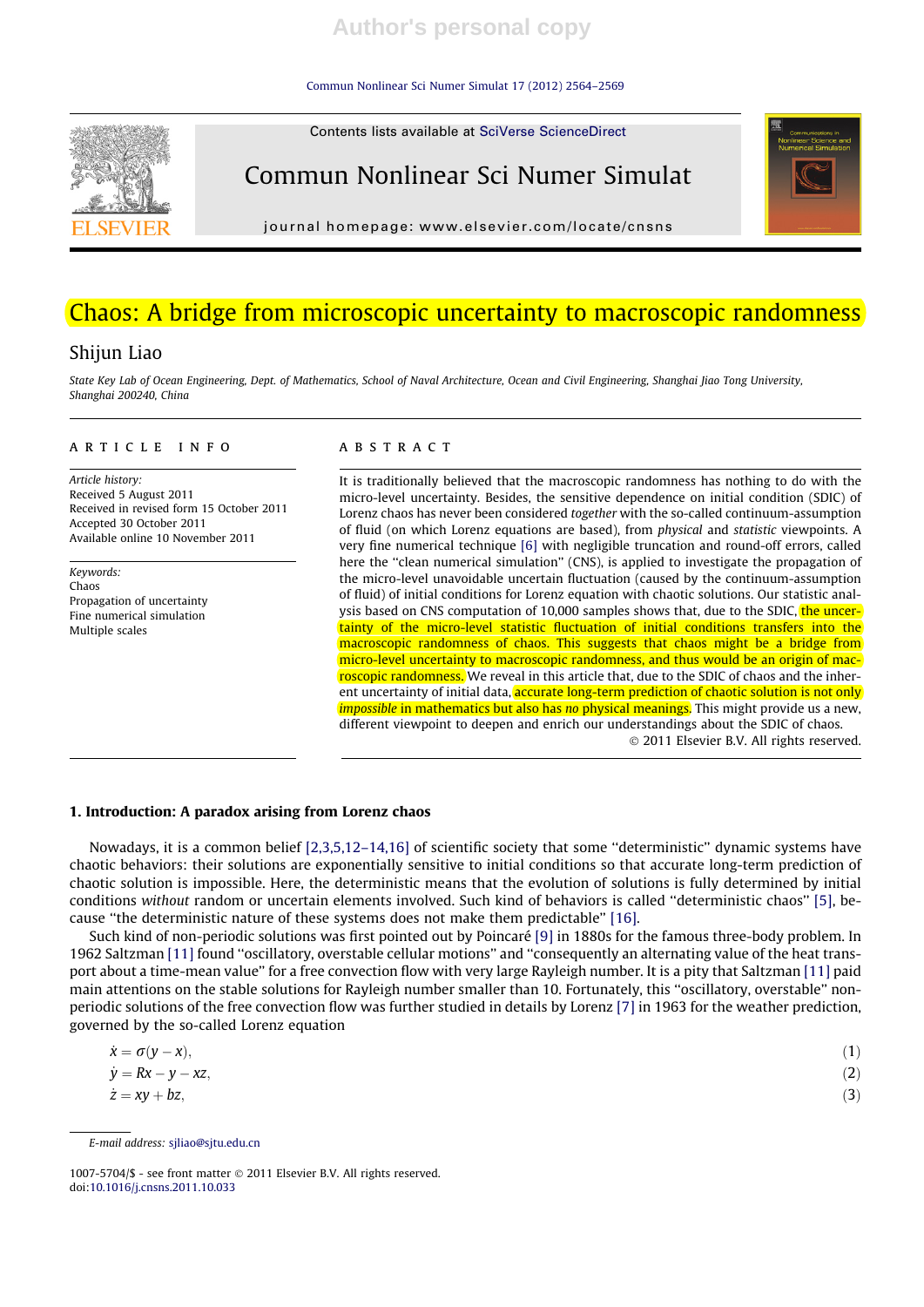# Chaos: A bridge from microscopic uncertainty to macroscopic randomness

Shijun Liao

*State Key Lab of Ocean Engineering, Dept. of Mathematics, School of Naval Architecture, Ocean and Civil Engineering, Shanghai Jiao Tong University, Shanghai 200240, China*

**ARTICLE INFO**

*Article history:*
Received 5 August 2011
Received in revised form 15 October 2011
Accepted 30 October 2011
Available online 10 November 2011

*Keywords:*
Chaos
Propagation of uncertainty
Fine numerical simulation
Multiple scales

**ABSTRACT**

It is traditionally believed that the macroscopic randomness has nothing to do with the micro-level uncertainty. Besides, the sensitive dependence on initial condition (SDIC) of Lorenz chaos has never been considered *together* with the so-called continuum-assumption of fluid (on which Lorenz equations are based), from *physical* and *statistic* viewpoints. A very fine numerical technique [6] with negligible truncation and round-off errors, called here the "clean numerical simulation" (CNS), is applied to investigate the propagation of the micro-level unavoidable uncertain fluctuation (caused by the continuum-assumption of fluid) of initial conditions for Lorenz equation with chaotic solutions. Our statistic analysis based on CNS computation of 10,000 samples shows that, due to the SDIC, the uncertainty of the micro-level statistic fluctuation of initial conditions transfers into the macroscopic randomness of chaos. This suggests that chaos might be a bridge from micro-level uncertainty to macroscopic randomness, and thus would be an origin of macroscopic randomness. We reveal in this article that, due to the SDIC of chaos and the inherent uncertainty of initial data, accurate long-term prediction of chaotic solution is not only *impossible* in mathematics but also has *no* physical meanings. This might provide us a new, different viewpoint to deepen and enrich our understandings about the SDIC of chaos.

© 2011 Elsevier B.V. All rights reserved.

## 1. Introduction: A paradox arising from Lorenz chaos

Nowadays, it is a common belief [2,3,5,12–14,16] of scientific society that some "deterministic" dynamic systems have chaotic behaviors: their solutions are exponentially sensitive to initial conditions so that accurate long-term prediction of chaotic solution is impossible. Here, the deterministic means that the evolution of solutions is fully determined by initial conditions *without* random or uncertain elements involved. Such kind of behaviors is called "deterministic chaos" [5], because "the deterministic nature of these systems does not make them predictable" [16].

Such kind of non-periodic solutions was first pointed out by Poincaré [9] in 1880s for the famous three-body problem. In 1962 Saltzman [11] found "oscillatory, overstable cellular motions" and "consequently an alternating value of the heat transport about a time-mean value" for a free convection flow with very large Rayleigh number. It is a pity that Saltzman [11] paid main attentions on the stable solutions for Rayleigh number smaller than 10. Fortunately, this "oscillatory, overstable" non-periodic solutions of the free convection flow was further studied in details by Lorenz [7] in 1963 for the weather prediction, governed by the so-called Lorenz equation

$$\dot{x} = \sigma(y - x), \tag{1}$$

$$\dot{y} = Rx - y - xz, \tag{2}$$

$$\dot{z} = xy + bz, \tag{3}$$

*E-mail address:* sjliao@sjtu.edu.cn

1007-5704/$ - see front matter © 2011 Elsevier B.V. All rights reserved.
doi:10.1016/j.cnsns.2011.10.033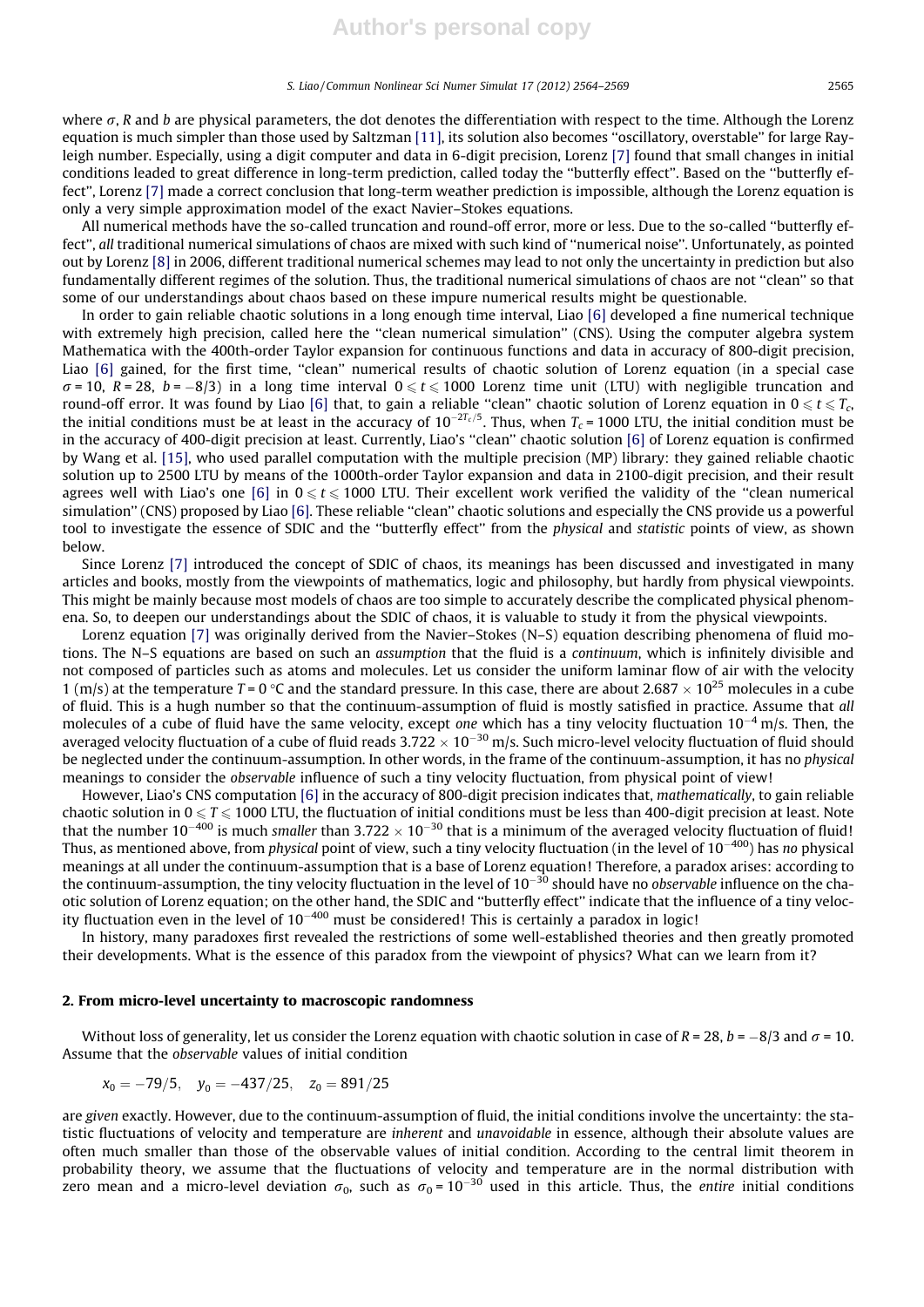where $\sigma$, $R$ and $b$ are physical parameters, the dot denotes the differentiation with respect to the time. Although the Lorenz equation is much simpler than those used by Saltzman [11], its solution also becomes ''oscillatory, overstable'' for large Rayleigh number. Especially, using a digit computer and data in 6-digit precision, Lorenz [7] found that small changes in initial conditions leaded to great difference in long-term prediction, called today the ''butterfly effect''. Based on the ''butterfly effect'', Lorenz [7] made a correct conclusion that long-term weather prediction is impossible, although the Lorenz equation is only a very simple approximation model of the exact Navier–Stokes equations.

All numerical methods have the so-called truncation and round-off error, more or less. Due to the so-called ''butterfly effect'', *all* traditional numerical simulations of chaos are mixed with such kind of ''numerical noise''. Unfortunately, as pointed out by Lorenz [8] in 2006, different traditional numerical schemes may lead to not only the uncertainty in prediction but also fundamentally different regimes of the solution. Thus, the traditional numerical simulations of chaos are not ''clean'' so that some of our understandings about chaos based on these impure numerical results might be questionable.

In order to gain reliable chaotic solutions in a long enough time interval, Liao [6] developed a fine numerical technique with extremely high precision, called here the ''clean numerical simulation'' (CNS). Using the computer algebra system Mathematica with the 400th-order Taylor expansion for continuous functions and data in accuracy of 800-digit precision, Liao [6] gained, for the first time, ''clean'' numerical results of chaotic solution of Lorenz equation (in a special case $\sigma = 10$, $R = 28$, $b = -8/3$) in a long time interval $0 \leqslant t \leqslant 1000$ Lorenz time unit (LTU) with negligible truncation and round-off error. It was found by Liao [6] that, to gain a reliable ''clean'' chaotic solution of Lorenz equation in $0 \leqslant t \leqslant T_c$, the initial conditions must be at least in the accuracy of $10^{-2T_c/5}$. Thus, when $T_c = 1000$ LTU, the initial condition must be in the accuracy of 400-digit precision at least. Currently, Liao's ''clean'' chaotic solution [6] of Lorenz equation is confirmed by Wang et al. [15], who used parallel computation with the multiple precision (MP) library: they gained reliable chaotic solution up to 2500 LTU by means of the 1000th-order Taylor expansion and data in 2100-digit precision, and their result agrees well with Liao's one [6] in $0 \leqslant t \leqslant 1000$ LTU. Their excellent work verified the validity of the ''clean numerical simulation'' (CNS) proposed by Liao [6]. These reliable ''clean'' chaotic solutions and especially the CNS provide us a powerful tool to investigate the essence of SDIC and the ''butterfly effect'' from the *physical* and *statistic* points of view, as shown below.

Since Lorenz [7] introduced the concept of SDIC of chaos, its meanings has been discussed and investigated in many articles and books, mostly from the viewpoints of mathematics, logic and philosophy, but hardly from physical viewpoints. This might be mainly because most models of chaos are too simple to accurately describe the complicated physical phenomena. So, to deepen our understandings about the SDIC of chaos, it is valuable to study it from the physical viewpoints.

Lorenz equation [7] was originally derived from the Navier–Stokes (N–S) equation describing phenomena of fluid motions. The N–S equations are based on such an *assumption* that the fluid is a *continuum*, which is infinitely divisible and not composed of particles such as atoms and molecules. Let us consider the uniform laminar flow of air with the velocity 1 (m/s) at the temperature $T = 0$ °C and the standard pressure. In this case, there are about $2.687 \times 10^{25}$ molecules in a cube of fluid. This is a hugh number so that the continuum-assumption of fluid is mostly satisfied in practice. Assume that *all* molecules of a cube of fluid have the same velocity, except *one* which has a tiny velocity fluctuation $10^{-4}$ m/s. Then, the averaged velocity fluctuation of a cube of fluid reads $3.722 \times 10^{-30}$ m/s. Such micro-level velocity fluctuation of fluid should be neglected under the continuum-assumption. In other words, in the frame of the continuum-assumption, it has no *physical* meanings to consider the *observable* influence of such a tiny velocity fluctuation, from physical point of view!

However, Liao's CNS computation [6] in the accuracy of 800-digit precision indicates that, *mathematically*, to gain reliable chaotic solution in $0 \leqslant T \leqslant 1000$ LTU, the fluctuation of initial conditions must be less than 400-digit precision at least. Note that the number $10^{-400}$ is much *smaller* than $3.722 \times 10^{-30}$ that is a minimum of the averaged velocity fluctuation of fluid! Thus, as mentioned above, from *physical* point of view, such a tiny velocity fluctuation (in the level of $10^{-400}$) has *no* physical meanings at all under the continuum-assumption that is a base of Lorenz equation! Therefore, a paradox arises: according to the continuum-assumption, the tiny velocity fluctuation in the level of $10^{-30}$ should have no *observable* influence on the chaotic solution of Lorenz equation; on the other hand, the SDIC and ''butterfly effect'' indicate that the influence of a tiny velocity fluctuation even in the level of $10^{-400}$ must be considered! This is certainly a paradox in logic!

In history, many paradoxes first revealed the restrictions of some well-established theories and then greatly promoted their developments. What is the essence of this paradox from the viewpoint of physics? What can we learn from it?

## 2. From micro-level uncertainty to macroscopic randomness

Without loss of generality, let us consider the Lorenz equation with chaotic solution in case of $R = 28$, $b = -8/3$ and $\sigma = 10$. Assume that the *observable* values of initial condition

$$x_0 = -79/5, \quad y_0 = -437/25, \quad z_0 = 891/25$$

are *given* exactly. However, due to the continuum-assumption of fluid, the initial conditions involve the uncertainty: the statistic fluctuations of velocity and temperature are *inherent* and *unavoidable* in essence, although their absolute values are often much smaller than those of the observable values of initial condition. According to the central limit theorem in probability theory, we assume that the fluctuations of velocity and temperature are in the normal distribution with zero mean and a micro-level deviation $\sigma_0$, such as $\sigma_0 = 10^{-30}$ used in this article. Thus, the *entire* initial conditions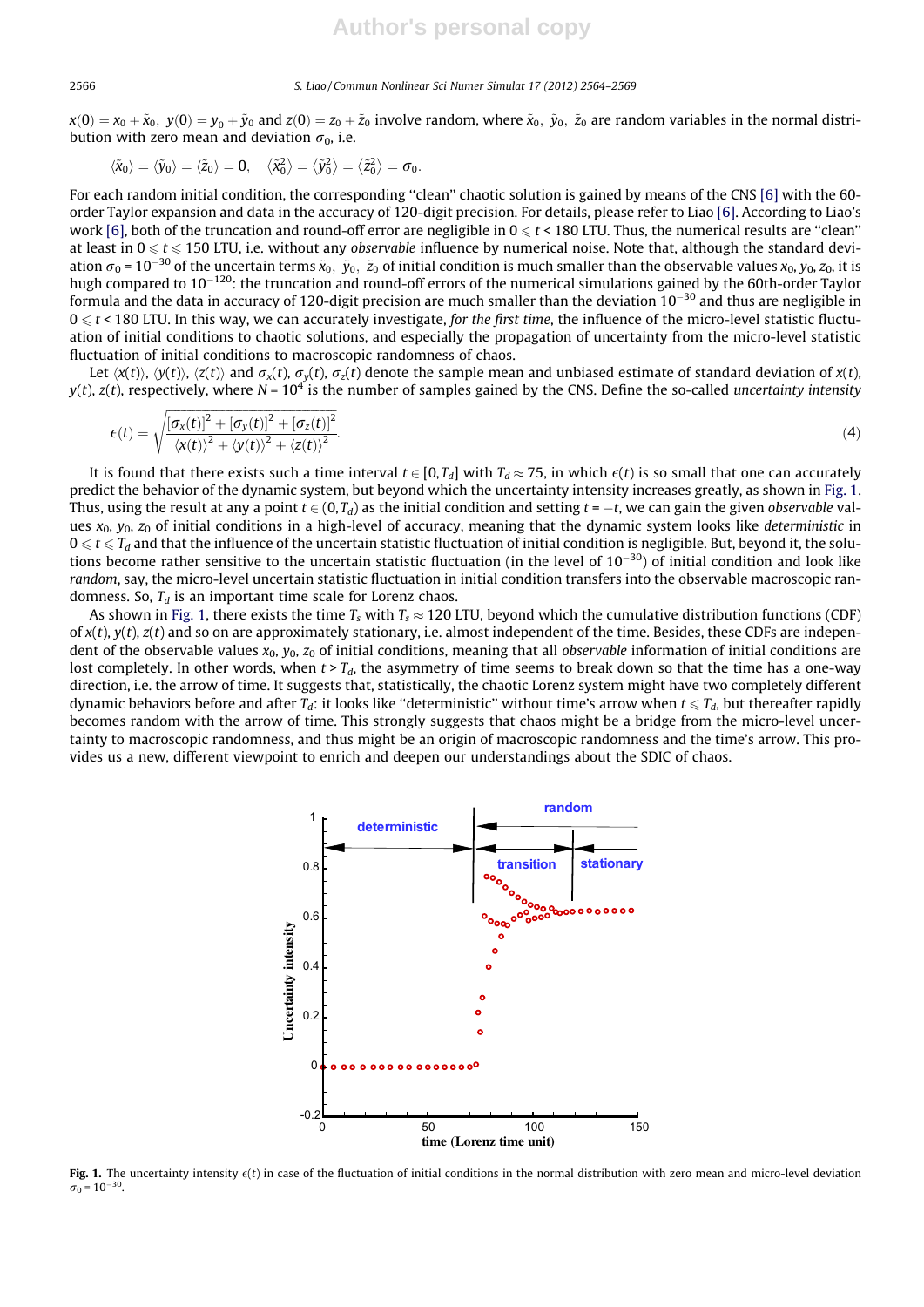$x(0) = x_0 + \tilde{x}_0$, $y(0) = y_0 + \tilde{y}_0$ and $z(0) = z_0 + \tilde{z}_0$ involve random, where $\tilde{x}_0$, $\tilde{y}_0$, $\tilde{z}_0$ are random variables in the normal distribution with zero mean and deviation $\sigma_0$, i.e.

$$\langle \tilde{x}_0 \rangle = \langle \tilde{y}_0 \rangle = \langle \tilde{z}_0 \rangle = 0, \quad \langle \tilde{x}_0^2 \rangle = \langle \tilde{y}_0^2 \rangle = \langle \tilde{z}_0^2 \rangle = \sigma_0.$$

For each random initial condition, the corresponding "clean" chaotic solution is gained by means of the CNS [6] with the 60-order Taylor expansion and data in the accuracy of 120-digit precision. For details, please refer to Liao [6]. According to Liao's work [6], both of the truncation and round-off error are negligible in $0 \leqslant t \leqslant 180$ LTU. Thus, the numerical results are "clean" at least in $0 \leqslant t \leqslant 150$ LTU, i.e. without any *observable* influence by numerical noise. Note that, although the standard deviation $\sigma_0 = 10^{-30}$ of the uncertain terms $\tilde{x}_0$, $\tilde{y}_0$, $\tilde{z}_0$ of initial condition is much smaller than the observable values $x_0$, $y_0$, $z_0$, it is hugh compared to $10^{-120}$: the truncation and round-off errors of the numerical simulations gained by the 60th-order Taylor formula and the data in accuracy of 120-digit precision are much smaller than the deviation $10^{-30}$ and thus are negligible in $0 \leqslant t < 180$ LTU. In this way, we can accurately investigate, *for the first time*, the influence of the micro-level statistic fluctuation of initial conditions to chaotic solutions, and especially the propagation of uncertainty from the micro-level statistic fluctuation of initial conditions to macroscopic randomness of chaos.

Let $\langle x(t) \rangle$, $\langle y(t) \rangle$, $\langle z(t) \rangle$ and $\sigma_x(t)$, $\sigma_y(t)$, $\sigma_z(t)$ denote the sample mean and unbiased estimate of standard deviation of $x(t)$, $y(t)$, $z(t)$, respectively, where $N = 10^4$ is the number of samples gained by the CNS. Define the so-called *uncertainty intensity*

$$\epsilon(t) = \sqrt{\frac{[\sigma_x(t)]^2 + [\sigma_y(t)]^2 + [\sigma_z(t)]^2}{\langle x(t) \rangle^2 + \langle y(t) \rangle^2 + \langle z(t) \rangle^2}}. \tag{4}$$

It is found that there exists such a time interval $t \in [0, T_d]$ with $T_d \approx 75$, in which $\epsilon(t)$ is so small that one can accurately predict the behavior of the dynamic system, but beyond which the uncertainty intensity increases greatly, as shown in Fig. 1. Thus, using the result at any a point $t \in (0, T_d)$ as the initial condition and setting $t = -t$, we can gain the given *observable* values $x_0$, $y_0$, $z_0$ of initial conditions in a high-level of accuracy, meaning that the dynamic system looks like *deterministic* in $0 \leqslant t \leqslant T_d$ and that the influence of the uncertain statistic fluctuation of initial condition is negligible. But, beyond it, the solutions become rather sensitive to the uncertain statistic fluctuation (in the level of $10^{-30}$) of initial condition and look like *random*, say, the micro-level uncertain statistic fluctuation in initial condition transfers into the observable macroscopic randomness. So, $T_d$ is an important time scale for Lorenz chaos.

As shown in Fig. 1, there exists the time $T_s$ with $T_s \approx 120$ LTU, beyond which the cumulative distribution functions (CDF) of $x(t)$, $y(t)$, $z(t)$ and so on are approximately stationary, i.e. almost independent of the time. Besides, these CDFs are independent of the observable values $x_0$, $y_0$, $z_0$ of initial conditions, meaning that all *observable* information of initial conditions are lost completely. In other words, when $t > T_d$, the asymmetry of time seems to break down so that the time has a one-way direction, i.e. the arrow of time. It suggests that, statistically, the chaotic Lorenz system might have two completely different dynamic behaviors before and after $T_d$: it looks like "deterministic" without time's arrow when $t \leqslant T_d$, but thereafter rapidly becomes random with the arrow of time. This strongly suggests that chaos might be a bridge from the micro-level uncertainty to macroscopic randomness, and thus might be an origin of macroscopic randomness and the time's arrow. This provides us a new, different viewpoint to enrich and deepen our understandings about the SDIC of chaos.

**Fig. 1.** The uncertainty intensity $\epsilon(t)$ in case of the fluctuation of initial conditions in the normal distribution with zero mean and micro-level deviation $\sigma_0 = 10^{-30}$.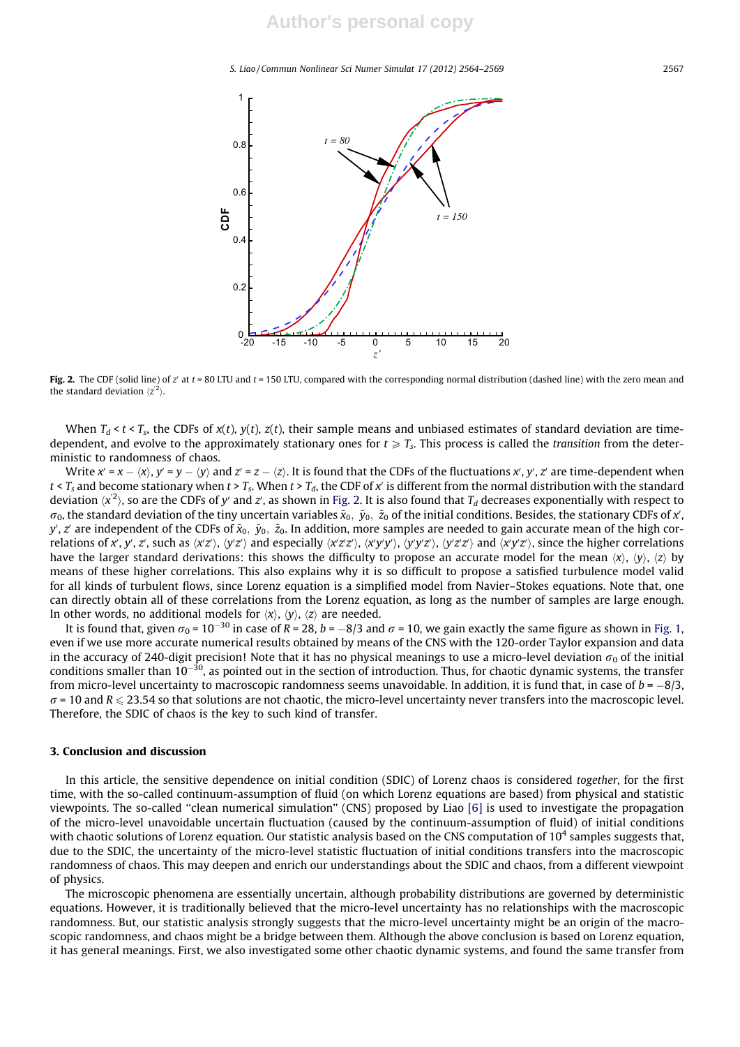**Fig. 2.** The CDF (solid line) of $z'$ at $t$ = 80 LTU and $t$ = 150 LTU, compared with the corresponding normal distribution (dashed line) with the zero mean and the standard deviation $\langle z'^2 \rangle$.

When $T_d < t < T_s$, the CDFs of $x(t)$, $y(t)$, $z(t)$, their sample means and unbiased estimates of standard deviation are time-dependent, and evolve to the approximately stationary ones for $t \geqslant T_s$. This process is called the *transition* from the deterministic to randomness of chaos.

Write $x' = x - \langle x \rangle$, $y' = y - \langle y \rangle$ and $z' = z - \langle z \rangle$. It is found that the CDFs of the fluctuations $x'$, $y'$, $z'$ are time-dependent when $t < T_s$ and become stationary when $t > T_s$. When $t > T_d$, the CDF of $x'$ is different from the normal distribution with the standard deviation $\langle x'^2 \rangle$, so are the CDFs of $y'$ and $z'$, as shown in Fig. 2. It is also found that $T_d$ decreases exponentially with respect to $\sigma_0$, the standard deviation of the tiny uncertain variables $\tilde{x}_0$, $\tilde{y}_0$, $\tilde{z}_0$ of the initial conditions. Besides, the stationary CDFs of $x'$, $y'$, $z'$ are independent of the CDFs of $\tilde{x}_0$, $\tilde{y}_0$, $\tilde{z}_0$. In addition, more samples are needed to gain accurate mean of the high correlations of $x'$, $y'$, $z'$, such as $\langle x'z' \rangle$, $\langle y'z' \rangle$ and especially $\langle x'z'z' \rangle$, $\langle x'y'y' \rangle$, $\langle y'y'z' \rangle$, $\langle y'z'z' \rangle$ and $\langle x'y'z' \rangle$, since the higher correlations have the larger standard derivations: this shows the difficulty to propose an accurate model for the mean $\langle x \rangle$, $\langle y \rangle$, $\langle z \rangle$ by means of these higher correlations. This also explains why it is so difficult to propose a satisfied turbulence model valid for all kinds of turbulent flows, since Lorenz equation is a simplified model from Navier–Stokes equations. Note that, one can directly obtain all of these correlations from the Lorenz equation, as long as the number of samples are large enough. In other words, no additional models for $\langle x \rangle$, $\langle y \rangle$, $\langle z \rangle$ are needed.

It is found that, given $\sigma_0 = 10^{-30}$ in case of $R = 28$, $b = -8/3$ and $\sigma = 10$, we gain exactly the same figure as shown in Fig. 1, even if we use more accurate numerical results obtained by means of the CNS with the 120-order Taylor expansion and data in the accuracy of 240-digit precision! Note that it has no physical meanings to use a micro-level deviation $\sigma_0$ of the initial conditions smaller than $10^{-30}$, as pointed out in the section of introduction. Thus, for chaotic dynamic systems, the transfer from micro-level uncertainty to macroscopic randomness seems unavoidable. In addition, it is fund that, in case of $b = -8/3$, $\sigma = 10$ and $R \leqslant 23.54$ so that solutions are not chaotic, the micro-level uncertainty never transfers into the macroscopic level. Therefore, the SDIC of chaos is the key to such kind of transfer.

## 3. Conclusion and discussion

In this article, the sensitive dependence on initial condition (SDIC) of Lorenz chaos is considered *together*, for the first time, with the so-called continuum-assumption of fluid (on which Lorenz equations are based) from physical and statistic viewpoints. The so-called "clean numerical simulation" (CNS) proposed by Liao [6] is used to investigate the propagation of the micro-level unavoidable uncertain fluctuation (caused by the continuum-assumption of fluid) of initial conditions with chaotic solutions of Lorenz equation. Our statistic analysis based on the CNS computation of $10^4$ samples suggests that, due to the SDIC, the uncertainty of the micro-level statistic fluctuation of initial conditions transfers into the macroscopic randomness of chaos. This may deepen and enrich our understandings about the SDIC and chaos, from a different viewpoint of physics.

The microscopic phenomena are essentially uncertain, although probability distributions are governed by deterministic equations. However, it is traditionally believed that the micro-level uncertainty has no relationships with the macroscopic randomness. But, our statistic analysis strongly suggests that the micro-level uncertainty might be an origin of the macroscopic randomness, and chaos might be a bridge between them. Although the above conclusion is based on Lorenz equation, it has general meanings. First, we also investigated some other chaotic dynamic systems, and found the same transfer from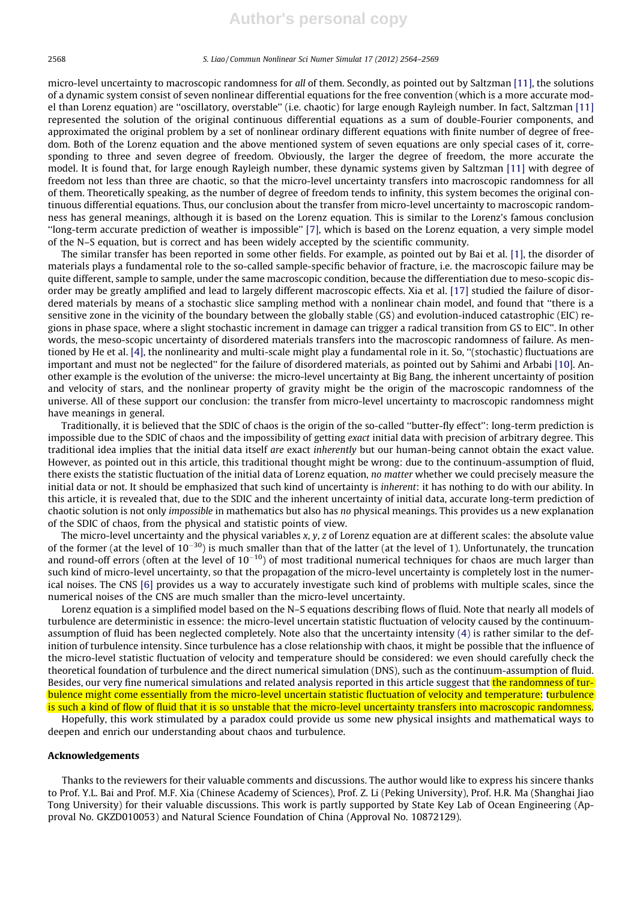micro-level uncertainty to macroscopic randomness for *all* of them. Secondly, as pointed out by Saltzman [11], the solutions of a dynamic system consist of seven nonlinear differential equations for the free convention (which is a more accurate model than Lorenz equation) are ''oscillatory, overstable'' (i.e. chaotic) for large enough Rayleigh number. In fact, Saltzman [11] represented the solution of the original continuous differential equations as a sum of double-Fourier components, and approximated the original problem by a set of nonlinear ordinary different equations with finite number of degree of freedom. Both of the Lorenz equation and the above mentioned system of seven equations are only special cases of it, corresponding to three and seven degree of freedom. Obviously, the larger the degree of freedom, the more accurate the model. It is found that, for large enough Rayleigh number, these dynamic systems given by Saltzman [11] with degree of freedom not less than three are chaotic, so that the micro-level uncertainty transfers into macroscopic randomness for all of them. Theoretically speaking, as the number of degree of freedom tends to infinity, this system becomes the original continuous differential equations. Thus, our conclusion about the transfer from micro-level uncertainty to macroscopic randomness has general meanings, although it is based on the Lorenz equation. This is similar to the Lorenz's famous conclusion ''long-term accurate prediction of weather is impossible'' [7], which is based on the Lorenz equation, a very simple model of the N–S equation, but is correct and has been widely accepted by the scientific community.

The similar transfer has been reported in some other fields. For example, as pointed out by Bai et al. [1], the disorder of materials plays a fundamental role to the so-called sample-specific behavior of fracture, i.e. the macroscopic failure may be quite different, sample to sample, under the same macroscopic condition, because the differentiation due to meso-scopic disorder may be greatly amplified and lead to largely different macroscopic effects. Xia et al. [17] studied the failure of disordered materials by means of a stochastic slice sampling method with a nonlinear chain model, and found that ''there is a sensitive zone in the vicinity of the boundary between the globally stable (GS) and evolution-induced catastrophic (EIC) regions in phase space, where a slight stochastic increment in damage can trigger a radical transition from GS to EIC''. In other words, the meso-scopic uncertainty of disordered materials transfers into the macroscopic randomness of failure. As mentioned by He et al. [4], the nonlinearity and multi-scale might play a fundamental role in it. So, ''(stochastic) fluctuations are important and must not be neglected'' for the failure of disordered materials, as pointed out by Sahimi and Arbabi [10]. Another example is the evolution of the universe: the micro-level uncertainty at Big Bang, the inherent uncertainty of position and velocity of stars, and the nonlinear property of gravity might be the origin of the macroscopic randomness of the universe. All of these support our conclusion: the transfer from micro-level uncertainty to macroscopic randomness might have meanings in general.

Traditionally, it is believed that the SDIC of chaos is the origin of the so-called ''butter-fly effect'': long-term prediction is impossible due to the SDIC of chaos and the impossibility of getting *exact* initial data with precision of arbitrary degree. This traditional idea implies that the initial data itself *are* exact *inherently* but our human-being cannot obtain the exact value. However, as pointed out in this article, this traditional thought might be wrong: due to the continuum-assumption of fluid, there exists the statistic fluctuation of the initial data of Lorenz equation, *no matter* whether we could precisely measure the initial data or not. It should be emphasized that such kind of uncertainty is *inherent*: it has nothing to do with our ability. In this article, it is revealed that, due to the SDIC and the inherent uncertainty of initial data, accurate long-term prediction of chaotic solution is not only *impossible* in mathematics but also has *no* physical meanings. This provides us a new explanation of the SDIC of chaos, from the physical and statistic points of view.

The micro-level uncertainty and the physical variables $x$, $y$, $z$ of Lorenz equation are at different scales: the absolute value of the former (at the level of $10^{-30}$) is much smaller than that of the latter (at the level of 1). Unfortunately, the truncation and round-off errors (often at the level of $10^{-10}$) of most traditional numerical techniques for chaos are much larger than such kind of micro-level uncertainty, so that the propagation of the micro-level uncertainty is completely lost in the numerical noises. The CNS [6] provides us a way to accurately investigate such kind of problems with multiple scales, since the numerical noises of the CNS are much smaller than the micro-level uncertainty.

Lorenz equation is a simplified model based on the N–S equations describing flows of fluid. Note that nearly all models of turbulence are deterministic in essence: the micro-level uncertain statistic fluctuation of velocity caused by the continuum-assumption of fluid has been neglected completely. Note also that the uncertainty intensity (4) is rather similar to the definition of turbulence intensity. Since turbulence has a close relationship with chaos, it might be possible that the influence of the micro-level statistic fluctuation of velocity and temperature should be considered: we even should carefully check the theoretical foundation of turbulence and the direct numerical simulation (DNS), such as the continuum-assumption of fluid. Besides, our very fine numerical simulations and related analysis reported in this article suggest that the randomness of turbulence might come essentially from the micro-level uncertain statistic fluctuation of velocity and temperature: turbulence is such a kind of flow of fluid that it is so unstable that the micro-level uncertainty transfers into macroscopic randomness.

Hopefully, this work stimulated by a paradox could provide us some new physical insights and mathematical ways to deepen and enrich our understanding about chaos and turbulence.

## Acknowledgements

Thanks to the reviewers for their valuable comments and discussions. The author would like to express his sincere thanks to Prof. Y.L. Bai and Prof. M.F. Xia (Chinese Academy of Sciences), Prof. Z. Li (Peking University), Prof. H.R. Ma (Shanghai Jiao Tong University) for their valuable discussions. This work is partly supported by State Key Lab of Ocean Engineering (Approval No. GKZD010053) and Natural Science Foundation of China (Approval No. 10872129).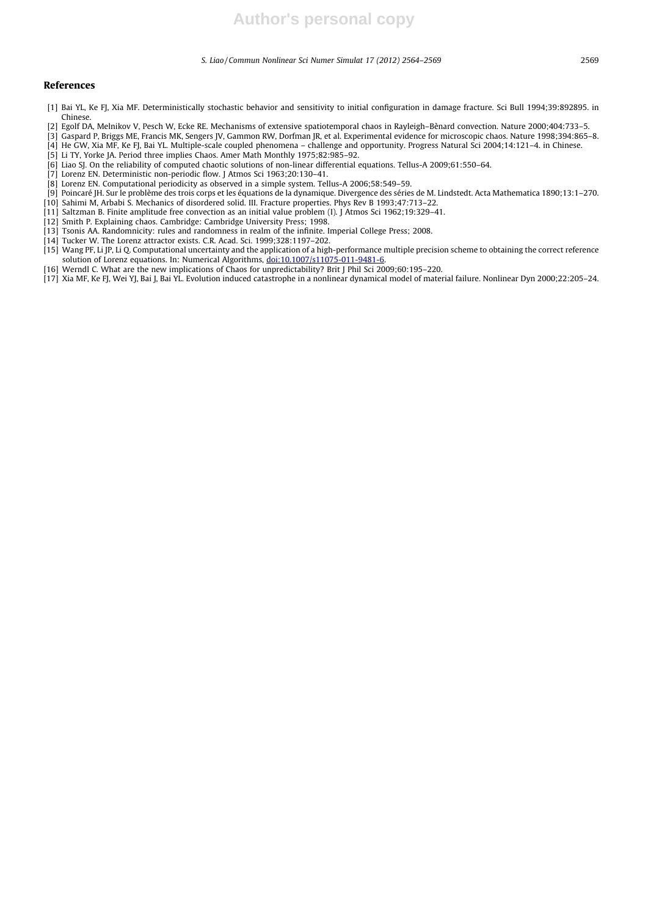## References

[1] Bai YL, Ke FJ, Xia MF. Deterministically stochastic behavior and sensitivity to initial configuration in damage fracture. Sci Bull 1994;39:892895. in Chinese.

[2] Egolf DA, Melnikov V, Pesch W, Ecke RE. Mechanisms of extensive spatiotemporal chaos in Rayleigh–Bènard convection. Nature 2000;404:733–5.

[3] Gaspard P, Briggs ME, Francis MK, Sengers JV, Gammon RW, Dorfman JR, et al. Experimental evidence for microscopic chaos. Nature 1998;394:865–8.

[4] He GW, Xia MF, Ke FJ, Bai YL. Multiple-scale coupled phenomena – challenge and opportunity. Progress Natural Sci 2004;14:121–4. in Chinese.

[5] Li TY, Yorke JA. Period three implies Chaos. Amer Math Monthly 1975;82:985–92.

[6] Liao SJ. On the reliability of computed chaotic solutions of non-linear differential equations. Tellus-A 2009;61:550–64.

[7] Lorenz EN. Deterministic non-periodic flow. J Atmos Sci 1963;20:130–41.

[8] Lorenz EN. Computational periodicity as observed in a simple system. Tellus-A 2006;58:549–59.

[9] Poincaré JH. Sur le problème des trois corps et les équations de la dynamique. Divergence des séries de M. Lindstedt. Acta Mathematica 1890;13:1–270.

[10] Sahimi M, Arbabi S. Mechanics of disordered solid. III. Fracture properties. Phys Rev B 1993;47:713–22.

[11] Saltzman B. Finite amplitude free convection as an initial value problem (I). J Atmos Sci 1962;19:329–41.

[12] Smith P. Explaining chaos. Cambridge: Cambridge University Press; 1998.

[13] Tsonis AA. Randomnicity: rules and randomness in realm of the infinite. Imperial College Press; 2008.

[14] Tucker W. The Lorenz attractor exists. C.R. Acad. Sci. 1999;328:1197–202.

[15] Wang PF, Li JP, Li Q. Computational uncertainty and the application of a high-performance multiple precision scheme to obtaining the correct reference solution of Lorenz equations. In: Numerical Algorithms, doi:10.1007/s11075-011-9481-6.

[16] Werndl C. What are the new implications of Chaos for unpredictability? Brit J Phil Sci 2009;60:195–220.

[17] Xia MF, Ke FJ, Wei YJ, Bai J, Bai YL. Evolution induced catastrophe in a nonlinear dynamical model of material failure. Nonlinear Dyn 2000;22:205–24.